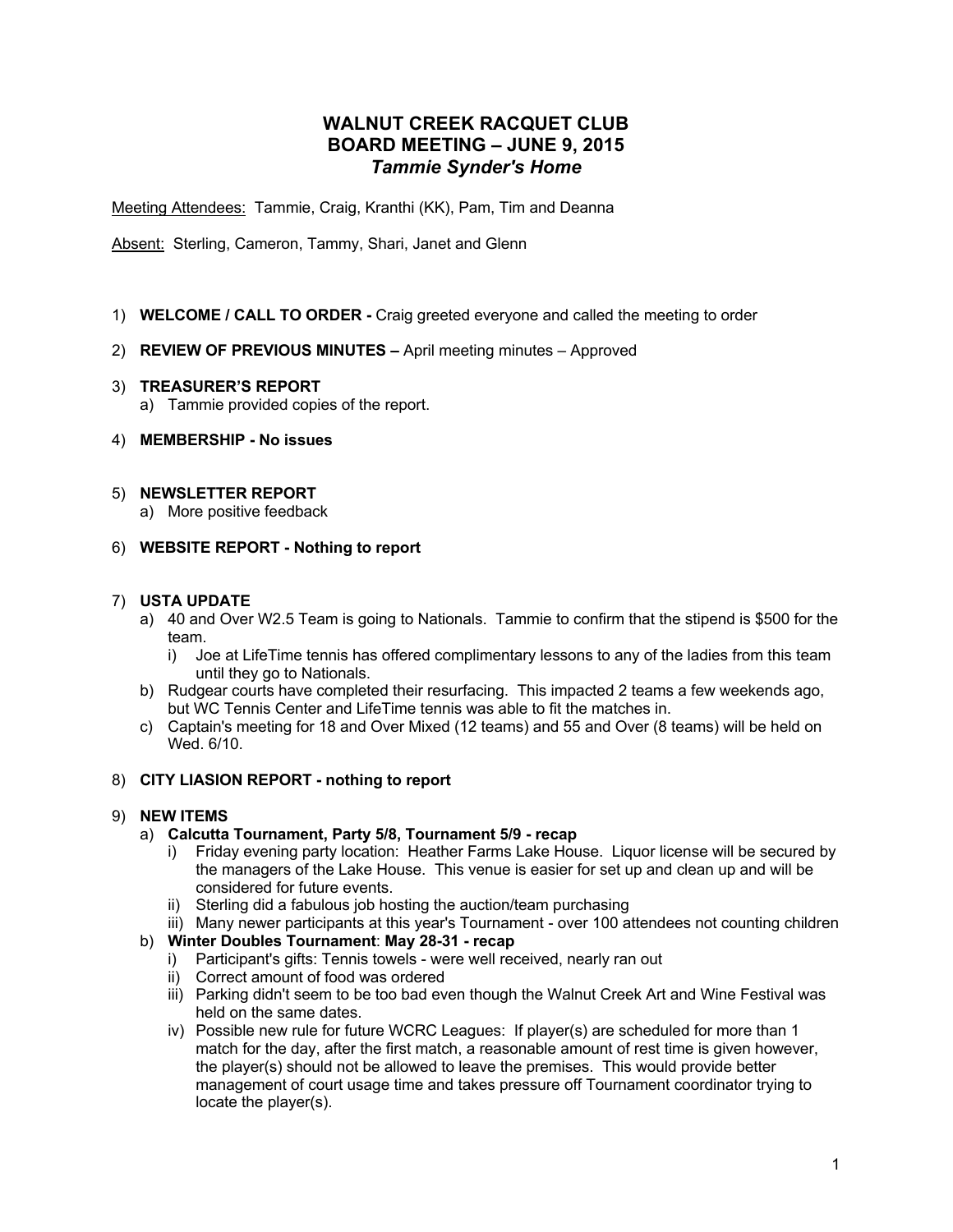# WALNUT CREEK RACQUET CLUB
## BOARD MEETING – JUNE 9, 2015
### *Tammie Synder's Home*

Meeting Attendees: Tammie, Craig, Kranthi (KK), Pam, Tim and Deanna

Absent: Sterling, Cameron, Tammy, Shari, Janet and Glenn

1) **WELCOME / CALL TO ORDER -** Craig greeted everyone and called the meeting to order

2) **REVIEW OF PREVIOUS MINUTES –** April meeting minutes – Approved

3) **TREASURER'S REPORT**
   a) Tammie provided copies of the report.

4) **MEMBERSHIP - No issues**

5) **NEWSLETTER REPORT**
   a) More positive feedback

6) **WEBSITE REPORT - Nothing to report**

7) **USTA UPDATE**
   a) 40 and Over W2.5 Team is going to Nationals. Tammie to confirm that the stipend is $500 for the team.
      i) Joe at LifeTime tennis has offered complimentary lessons to any of the ladies from this team until they go to Nationals.
   b) Rudgear courts have completed their resurfacing. This impacted 2 teams a few weekends ago, but WC Tennis Center and LifeTime tennis was able to fit the matches in.
   c) Captain's meeting for 18 and Over Mixed (12 teams) and 55 and Over (8 teams) will be held on Wed. 6/10.

8) **CITY LIASION REPORT - nothing to report**

9) **NEW ITEMS**
   a) **Calcutta Tournament, Party 5/8, Tournament 5/9 - recap**
      i) Friday evening party location: Heather Farms Lake House. Liquor license will be secured by the managers of the Lake House. This venue is easier for set up and clean up and will be considered for future events.
      ii) Sterling did a fabulous job hosting the auction/team purchasing
      iii) Many newer participants at this year's Tournament - over 100 attendees not counting children
   b) **Winter Doubles Tournament**: **May 28-31 - recap**
      i) Participant's gifts: Tennis towels - were well received, nearly ran out
      ii) Correct amount of food was ordered
      iii) Parking didn't seem to be too bad even though the Walnut Creek Art and Wine Festival was held on the same dates.
      iv) Possible new rule for future WCRC Leagues: If player(s) are scheduled for more than 1 match for the day, after the first match, a reasonable amount of rest time is given however, the player(s) should not be allowed to leave the premises. This would provide better management of court usage time and takes pressure off Tournament coordinator trying to locate the player(s).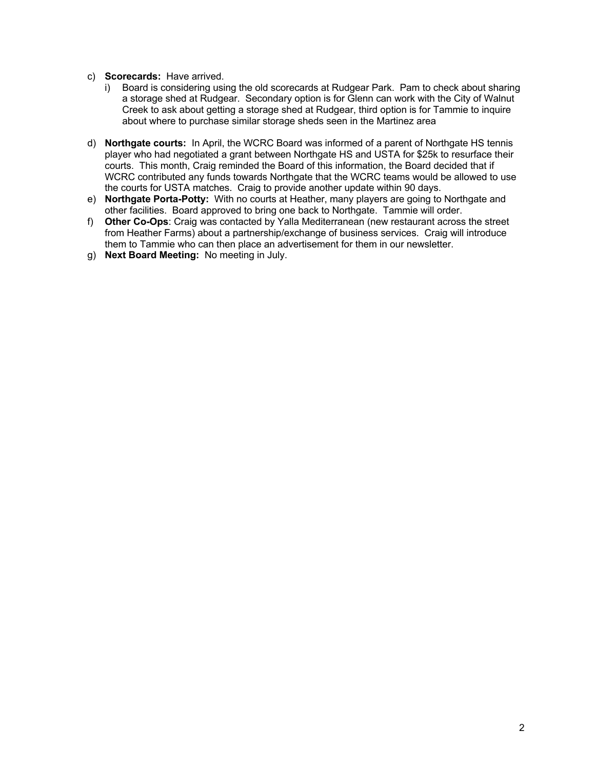c) **Scorecards:** Have arrived.
   i) Board is considering using the old scorecards at Rudgear Park. Pam to check about sharing a storage shed at Rudgear. Secondary option is for Glenn can work with the City of Walnut Creek to ask about getting a storage shed at Rudgear, third option is for Tammie to inquire about where to purchase similar storage sheds seen in the Martinez area

d) **Northgate courts:** In April, the WCRC Board was informed of a parent of Northgate HS tennis player who had negotiated a grant between Northgate HS and USTA for $25k to resurface their courts. This month, Craig reminded the Board of this information, the Board decided that if WCRC contributed any funds towards Northgate that the WCRC teams would be allowed to use the courts for USTA matches. Craig to provide another update within 90 days.

e) **Northgate Porta-Potty:** With no courts at Heather, many players are going to Northgate and other facilities. Board approved to bring one back to Northgate. Tammie will order.

f) **Other Co-Ops**: Craig was contacted by Yalla Mediterranean (new restaurant across the street from Heather Farms) about a partnership/exchange of business services. Craig will introduce them to Tammie who can then place an advertisement for them in our newsletter.

g) **Next Board Meeting:** No meeting in July.